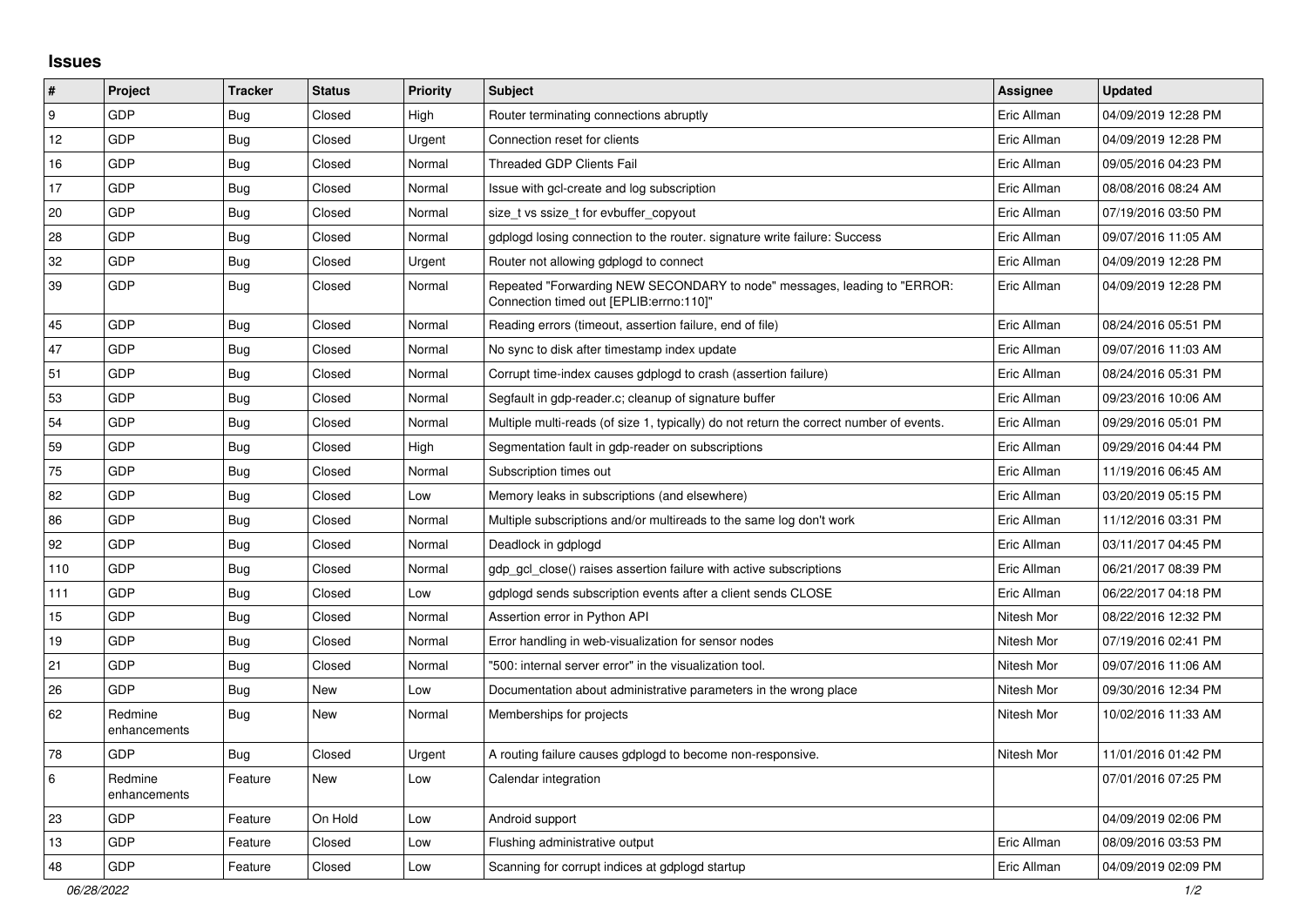# Issues

| # | Project | Tracker | Status | Priority | Subject | Assignee | Updated |
|---|---|---|---|---|---|---|---|
| 9 | GDP | Bug | Closed | High | Router terminating connections abruptly | Eric Allman | 04/09/2019 12:28 PM |
| 12 | GDP | Bug | Closed | Urgent | Connection reset for clients | Eric Allman | 04/09/2019 12:28 PM |
| 16 | GDP | Bug | Closed | Normal | Threaded GDP Clients Fail | Eric Allman | 09/05/2016 04:23 PM |
| 17 | GDP | Bug | Closed | Normal | Issue with gcl-create and log subscription | Eric Allman | 08/08/2016 08:24 AM |
| 20 | GDP | Bug | Closed | Normal | size_t vs ssize_t for evbuffer_copyout | Eric Allman | 07/19/2016 03:50 PM |
| 28 | GDP | Bug | Closed | Normal | gdplogd losing connection to the router. signature write failure: Success | Eric Allman | 09/07/2016 11:05 AM |
| 32 | GDP | Bug | Closed | Urgent | Router not allowing gdplogd to connect | Eric Allman | 04/09/2019 12:28 PM |
| 39 | GDP | Bug | Closed | Normal | Repeated "Forwarding NEW SECONDARY to node" messages, leading to "ERROR: Connection timed out [EPLIB:errno:110]" | Eric Allman | 04/09/2019 12:28 PM |
| 45 | GDP | Bug | Closed | Normal | Reading errors (timeout, assertion failure, end of file) | Eric Allman | 08/24/2016 05:51 PM |
| 47 | GDP | Bug | Closed | Normal | No sync to disk after timestamp index update | Eric Allman | 09/07/2016 11:03 AM |
| 51 | GDP | Bug | Closed | Normal | Corrupt time-index causes gdplogd to crash (assertion failure) | Eric Allman | 08/24/2016 05:31 PM |
| 53 | GDP | Bug | Closed | Normal | Segfault in gdp-reader.c; cleanup of signature buffer | Eric Allman | 09/23/2016 10:06 AM |
| 54 | GDP | Bug | Closed | Normal | Multiple multi-reads (of size 1, typically) do not return the correct number of events. | Eric Allman | 09/29/2016 05:01 PM |
| 59 | GDP | Bug | Closed | High | Segmentation fault in gdp-reader on subscriptions | Eric Allman | 09/29/2016 04:44 PM |
| 75 | GDP | Bug | Closed | Normal | Subscription times out | Eric Allman | 11/19/2016 06:45 AM |
| 82 | GDP | Bug | Closed | Low | Memory leaks in subscriptions (and elsewhere) | Eric Allman | 03/20/2019 05:15 PM |
| 86 | GDP | Bug | Closed | Normal | Multiple subscriptions and/or multireads to the same log don't work | Eric Allman | 11/12/2016 03:31 PM |
| 92 | GDP | Bug | Closed | Normal | Deadlock in gdplogd | Eric Allman | 03/11/2017 04:45 PM |
| 110 | GDP | Bug | Closed | Normal | gdp_gcl_close() raises assertion failure with active subscriptions | Eric Allman | 06/21/2017 08:39 PM |
| 111 | GDP | Bug | Closed | Low | gdplogd sends subscription events after a client sends CLOSE | Eric Allman | 06/22/2017 04:18 PM |
| 15 | GDP | Bug | Closed | Normal | Assertion error in Python API | Nitesh Mor | 08/22/2016 12:32 PM |
| 19 | GDP | Bug | Closed | Normal | Error handling in web-visualization for sensor nodes | Nitesh Mor | 07/19/2016 02:41 PM |
| 21 | GDP | Bug | Closed | Normal | "500: internal server error" in the visualization tool. | Nitesh Mor | 09/07/2016 11:06 AM |
| 26 | GDP | Bug | New | Low | Documentation about administrative parameters in the wrong place | Nitesh Mor | 09/30/2016 12:34 PM |
| 62 | Redmine enhancements | Bug | New | Normal | Memberships for projects | Nitesh Mor | 10/02/2016 11:33 AM |
| 78 | GDP | Bug | Closed | Urgent | A routing failure causes gdplogd to become non-responsive. | Nitesh Mor | 11/01/2016 01:42 PM |
| 6 | Redmine enhancements | Feature | New | Low | Calendar integration | | 07/01/2016 07:25 PM |
| 23 | GDP | Feature | On Hold | Low | Android support | | 04/09/2019 02:06 PM |
| 13 | GDP | Feature | Closed | Low | Flushing administrative output | Eric Allman | 08/09/2016 03:53 PM |
| 48 | GDP | Feature | Closed | Low | Scanning for corrupt indices at gdplogd startup | Eric Allman | 04/09/2019 02:09 PM |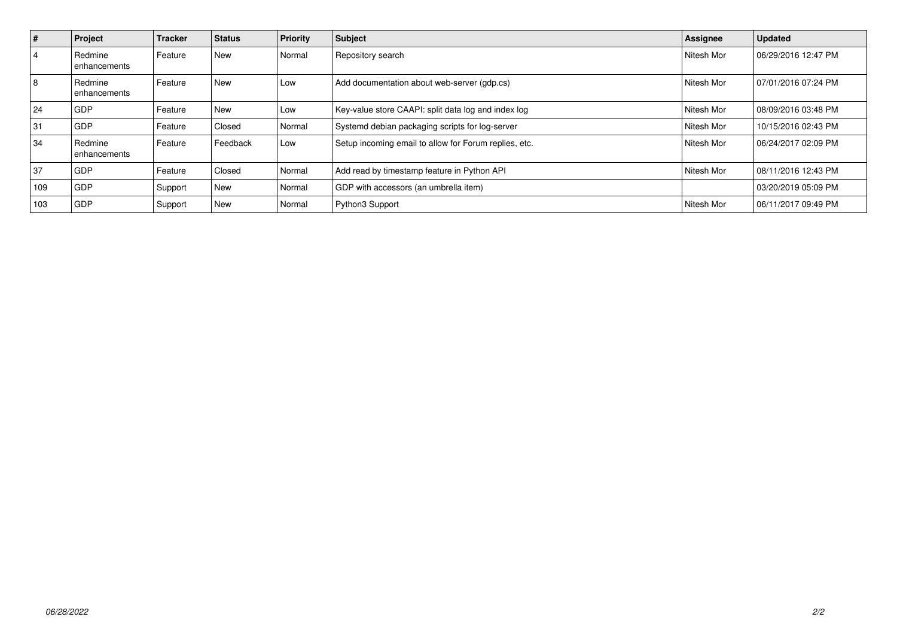| # | Project | Tracker | Status | Priority | Subject | Assignee | Updated |
|---|---|---|---|---|---|---|---|
| 4 | Redmine enhancements | Feature | New | Normal | Repository search | Nitesh Mor | 06/29/2016 12:47 PM |
| 8 | Redmine enhancements | Feature | New | Low | Add documentation about web-server (gdp.cs) | Nitesh Mor | 07/01/2016 07:24 PM |
| 24 | GDP | Feature | New | Low | Key-value store CAAPI: split data log and index log | Nitesh Mor | 08/09/2016 03:48 PM |
| 31 | GDP | Feature | Closed | Normal | Systemd debian packaging scripts for log-server | Nitesh Mor | 10/15/2016 02:43 PM |
| 34 | Redmine enhancements | Feature | Feedback | Low | Setup incoming email to allow for Forum replies, etc. | Nitesh Mor | 06/24/2017 02:09 PM |
| 37 | GDP | Feature | Closed | Normal | Add read by timestamp feature in Python API | Nitesh Mor | 08/11/2016 12:43 PM |
| 109 | GDP | Support | New | Normal | GDP with accessors (an umbrella item) | | 03/20/2019 05:09 PM |
| 103 | GDP | Support | New | Normal | Python3 Support | Nitesh Mor | 06/11/2017 09:49 PM |